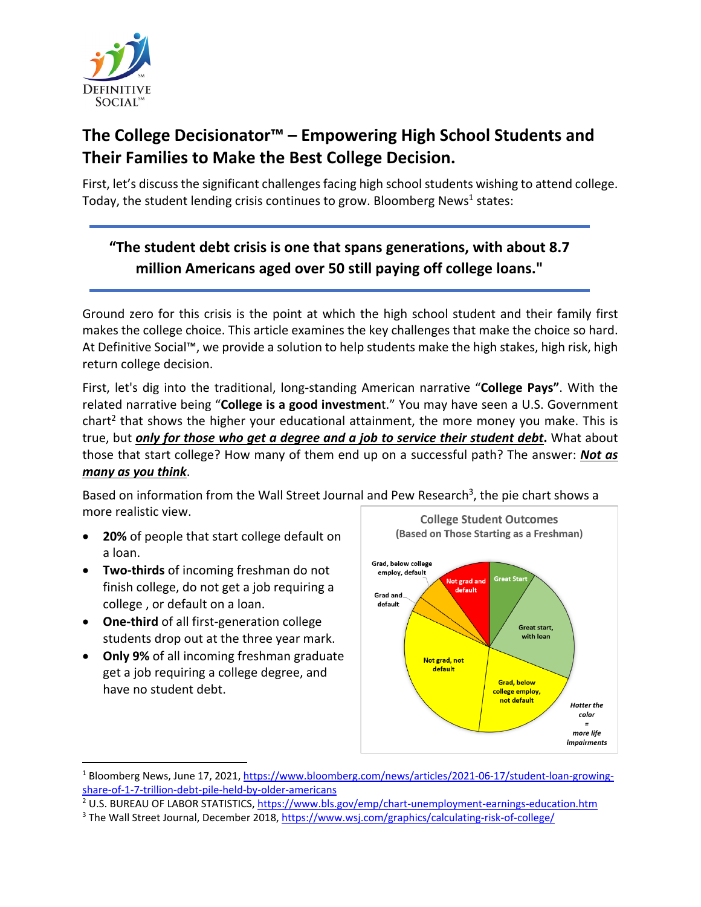# The College Decisionator™ – Empowering High School Students and Their Families to Make the Best College Decision.

First, let's discuss the significant challenges facing high school students wishing to attend college. Today, the student lending crisis continues to grow. Bloomberg News[1] states:

> **"The student debt crisis is one that spans generations, with about 8.7 million Americans aged over 50 still paying off college loans."**

Ground zero for this crisis is the point at which the high school student and their family first makes the college choice. This article examines the key challenges that make the choice so hard. At Definitive Social™, we provide a solution to help students make the high stakes, high risk, high return college decision.

First, let's dig into the traditional, long-standing American narrative "**College Pays**". With the related narrative being "**College is a good investmen**t." You may have seen a U.S. Government chart[2] that shows the higher your educational attainment, the more money you make. This is true, but ***only for those who get a degree and a job to service their student debt*****.** What about those that start college? How many of them end up on a successful path? The answer: ***Not as many as you think***.

Based on information from the Wall Street Journal and Pew Research[3], the pie chart shows a more realistic view.

- **20%** of people that start college default on a loan.
- **Two-thirds** of incoming freshman do not finish college, do not get a job requiring a college , or default on a loan.
- **One-third** of all first-generation college students drop out at the three year mark.
- **Only 9%** of all incoming freshman graduate get a job requiring a college degree, and have no student debt.

College Student Outcomes
(Based on Those Starting as a Freshman)

Great Start; Great start, with loan; Grad, below college employ, not default; Not grad, not default; Grad and default; Grad, below college employ, default; Not grad and default

*Hotter the color = more life impairments*

---

[1] Bloomberg News, June 17, 2021, https://www.bloomberg.com/news/articles/2021-06-17/student-loan-growing-share-of-1-7-trillion-debt-pile-held-by-older-americans

[2] U.S. BUREAU OF LABOR STATISTICS, https://www.bls.gov/emp/chart-unemployment-earnings-education.htm

[3] The Wall Street Journal, December 2018, https://www.wsj.com/graphics/calculating-risk-of-college/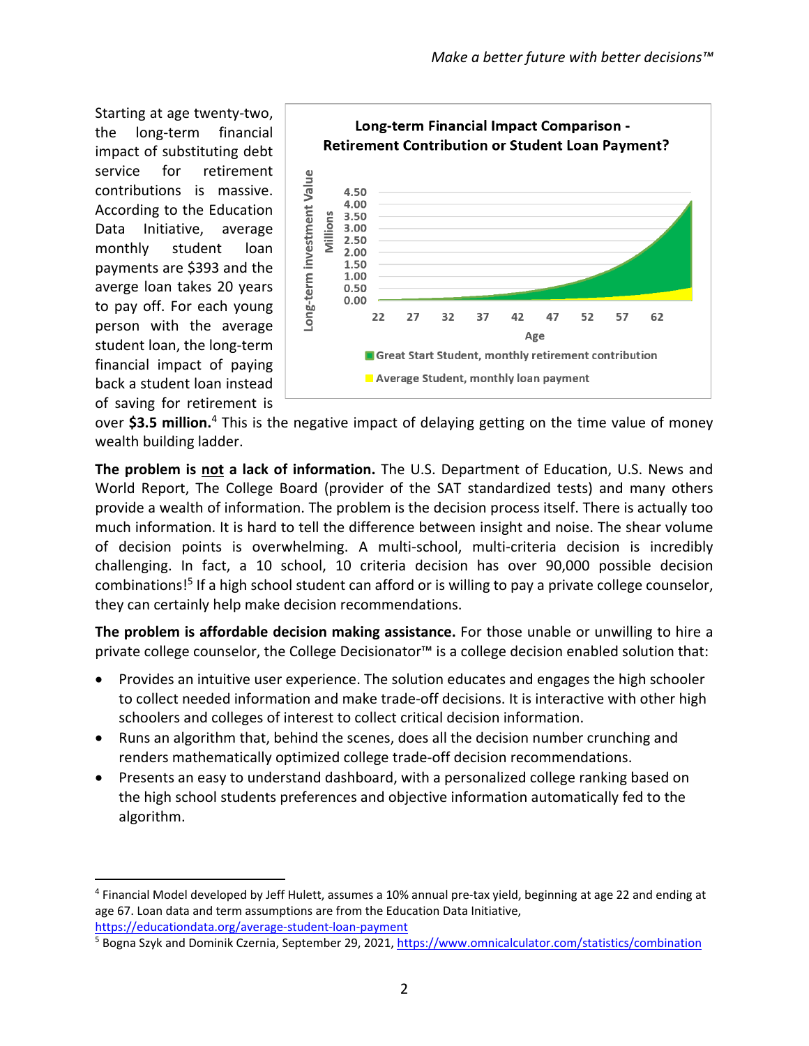Starting at age twenty-two, the long-term financial impact of substituting debt service for retirement contributions is massive. According to the Education Data Initiative, average monthly student loan payments are $393 and the averge loan takes 20 years to pay off. For each young person with the average student loan, the long-term financial impact of paying back a student loan instead of saving for retirement is over **$3.5 million.**[4] This is the negative impact of delaying getting on the time value of money wealth building ladder.

**Long-term Financial Impact Comparison - Retirement Contribution or Student Loan Payment?**

Long-term investment Value (Millions) by Age (22–62)

- Great Start Student, monthly retirement contribution
- Average Student, monthly loan payment

**The problem is not a lack of information.** The U.S. Department of Education, U.S. News and World Report, The College Board (provider of the SAT standardized tests) and many others provide a wealth of information. The problem is the decision process itself. There is actually too much information. It is hard to tell the difference between insight and noise. The shear volume of decision points is overwhelming. A multi-school, multi-criteria decision is incredibly challenging. In fact, a 10 school, 10 criteria decision has over 90,000 possible decision combinations![5] If a high school student can afford or is willing to pay a private college counselor, they can certainly help make decision recommendations.

**The problem is affordable decision making assistance.** For those unable or unwilling to hire a private college counselor, the College Decisionator™ is a college decision enabled solution that:

- Provides an intuitive user experience. The solution educates and engages the high schooler to collect needed information and make trade-off decisions. It is interactive with other high schoolers and colleges of interest to collect critical decision information.
- Runs an algorithm that, behind the scenes, does all the decision number crunching and renders mathematically optimized college trade-off decision recommendations.
- Presents an easy to understand dashboard, with a personalized college ranking based on the high school students preferences and objective information automatically fed to the algorithm.

[4] Financial Model developed by Jeff Hulett, assumes a 10% annual pre-tax yield, beginning at age 22 and ending at age 67. Loan data and term assumptions are from the Education Data Initiative, https://educationdata.org/average-student-loan-payment

[5] Bogna Szyk and Dominik Czernia, September 29, 2021, https://www.omnicalculator.com/statistics/combination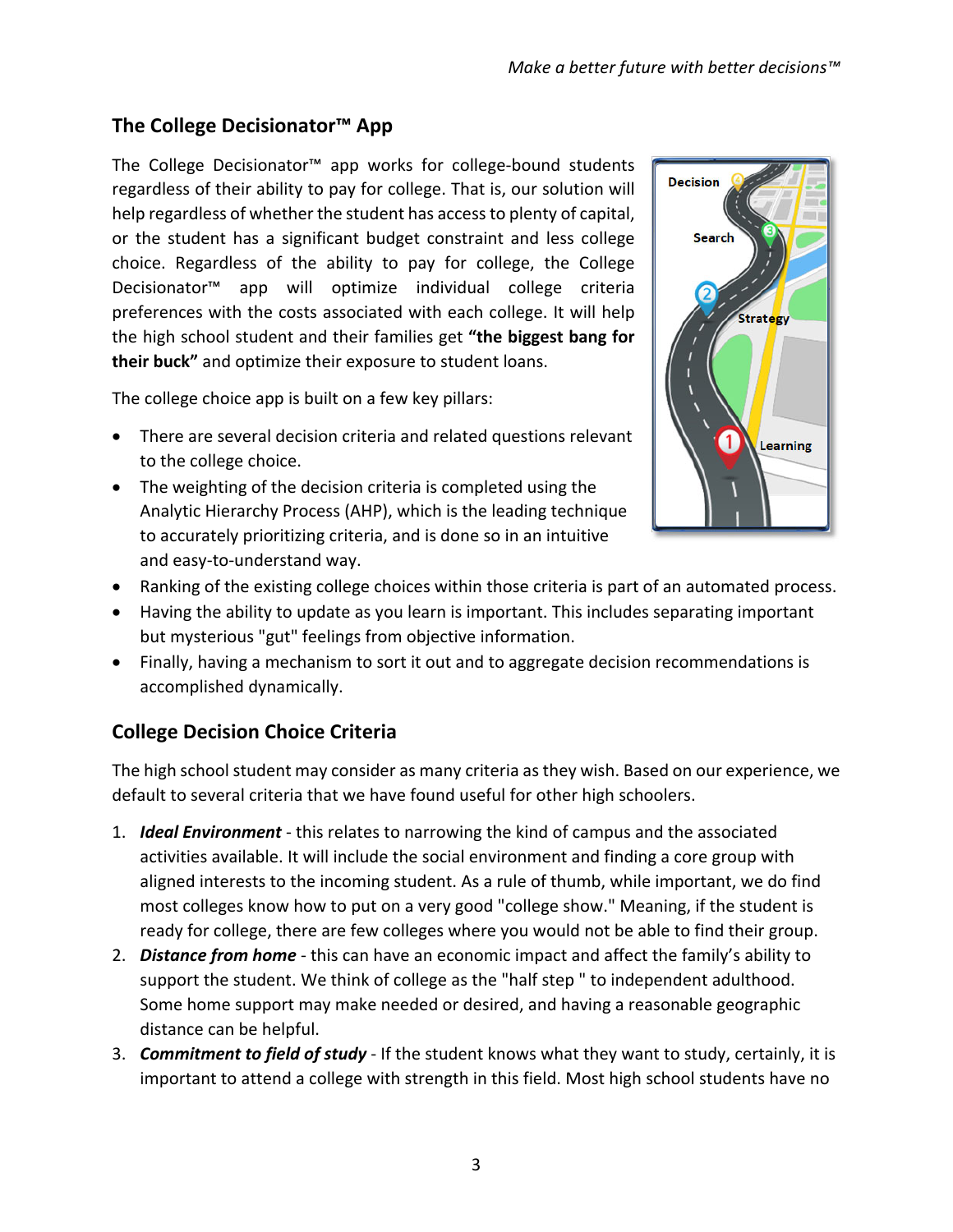## The College Decisionator™ App

The College Decisionator™ app works for college-bound students regardless of their ability to pay for college. That is, our solution will help regardless of whether the student has access to plenty of capital, or the student has a significant budget constraint and less college choice. Regardless of the ability to pay for college, the College Decisionator™ app will optimize individual college criteria preferences with the costs associated with each college. It will help the high school student and their families get **"the biggest bang for their buck"** and optimize their exposure to student loans.

The college choice app is built on a few key pillars:

- There are several decision criteria and related questions relevant to the college choice.
- The weighting of the decision criteria is completed using the Analytic Hierarchy Process (AHP), which is the leading technique to accurately prioritizing criteria, and is done so in an intuitive and easy-to-understand way.
- Ranking of the existing college choices within those criteria is part of an automated process.
- Having the ability to update as you learn is important. This includes separating important but mysterious "gut" feelings from objective information.
- Finally, having a mechanism to sort it out and to aggregate decision recommendations is accomplished dynamically.

## College Decision Choice Criteria

The high school student may consider as many criteria as they wish. Based on our experience, we default to several criteria that we have found useful for other high schoolers.

1. ***Ideal Environment*** - this relates to narrowing the kind of campus and the associated activities available. It will include the social environment and finding a core group with aligned interests to the incoming student. As a rule of thumb, while important, we do find most colleges know how to put on a very good "college show." Meaning, if the student is ready for college, there are few colleges where you would not be able to find their group.
2. ***Distance from home*** - this can have an economic impact and affect the family's ability to support the student. We think of college as the "half step " to independent adulthood. Some home support may make needed or desired, and having a reasonable geographic distance can be helpful.
3. ***Commitment to field of study*** - If the student knows what they want to study, certainly, it is important to attend a college with strength in this field. Most high school students have no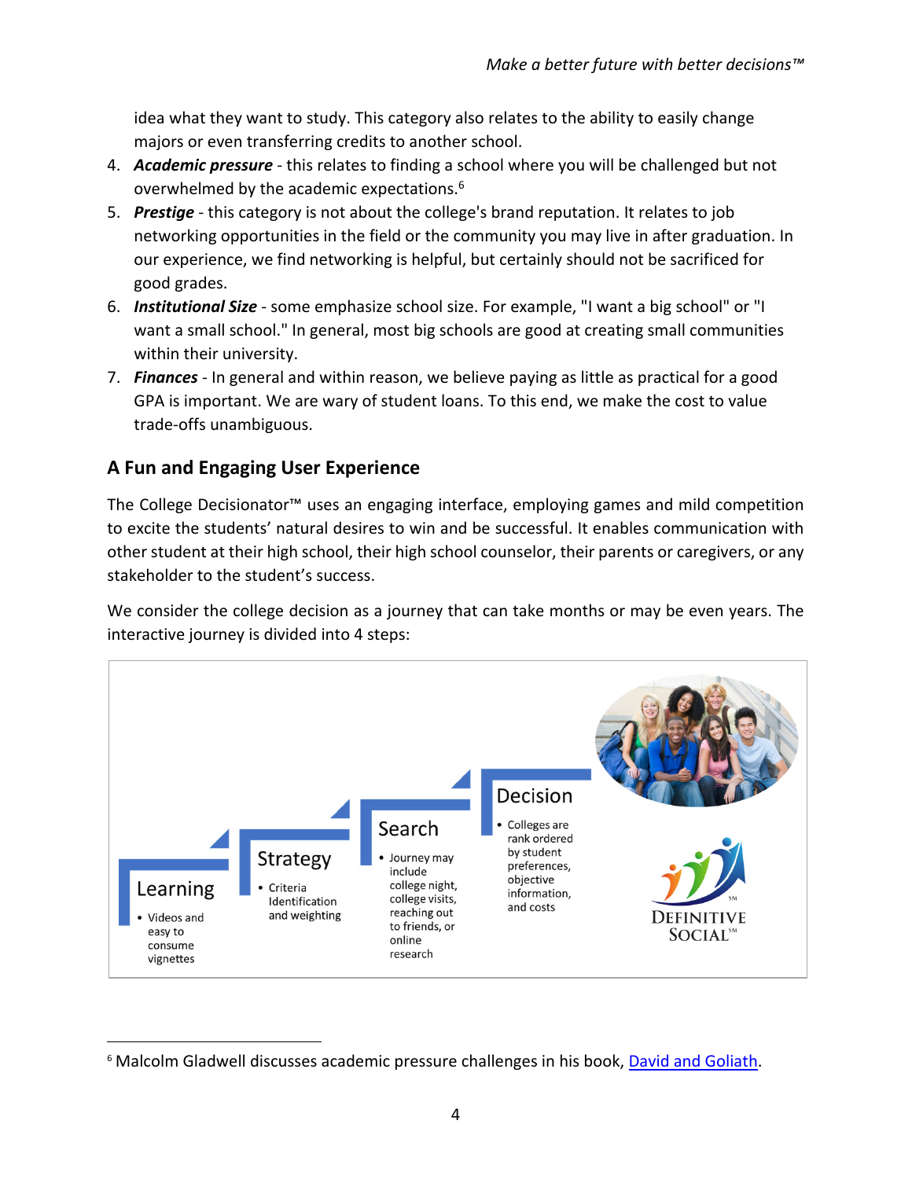idea what they want to study. This category also relates to the ability to easily change majors or even transferring credits to another school.

4. ***Academic pressure*** - this relates to finding a school where you will be challenged but not overwhelmed by the academic expectations.[6]
5. ***Prestige*** - this category is not about the college's brand reputation. It relates to job networking opportunities in the field or the community you may live in after graduation. In our experience, we find networking is helpful, but certainly should not be sacrificed for good grades.
6. ***Institutional Size*** - some emphasize school size. For example, "I want a big school" or "I want a small school." In general, most big schools are good at creating small communities within their university.
7. ***Finances*** - In general and within reason, we believe paying as little as practical for a good GPA is important. We are wary of student loans. To this end, we make the cost to value trade-offs unambiguous.

## A Fun and Engaging User Experience

The College Decisionator™ uses an engaging interface, employing games and mild competition to excite the students' natural desires to win and be successful. It enables communication with other student at their high school, their high school counselor, their parents or caregivers, or any stakeholder to the student's success.

We consider the college decision as a journey that can take months or may be even years. The interactive journey is divided into 4 steps:

**Learning**
- Videos and easy to consume vignettes

**Strategy**
- Criteria Identification and weighting

**Search**
- Journey may include college night, college visits, reaching out to friends, or online research

**Decision**
- Colleges are rank ordered by student preferences, objective information, and costs

DEFINITIVE SOCIAL℠

---

[6] Malcolm Gladwell discusses academic pressure challenges in his book, David and Goliath.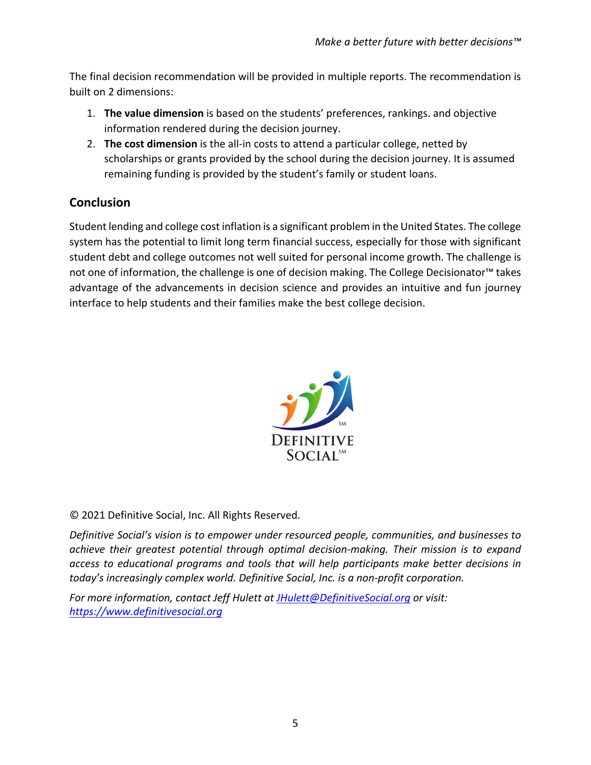The final decision recommendation will be provided in multiple reports. The recommendation is built on 2 dimensions:

1. **The value dimension** is based on the students' preferences, rankings. and objective information rendered during the decision journey.
2. **The cost dimension** is the all-in costs to attend a particular college, netted by scholarships or grants provided by the school during the decision journey. It is assumed remaining funding is provided by the student's family or student loans.

## Conclusion

Student lending and college cost inflation is a significant problem in the United States. The college system has the potential to limit long term financial success, especially for those with significant student debt and college outcomes not well suited for personal income growth. The challenge is not one of information, the challenge is one of decision making. The College Decisionator™ takes advantage of the advancements in decision science and provides an intuitive and fun journey interface to help students and their families make the best college decision.

DEFINITIVE SOCIAL℠

© 2021 Definitive Social, Inc. All Rights Reserved.

*Definitive Social's vision is to empower under resourced people, communities, and businesses to achieve their greatest potential through optimal decision-making. Their mission is to expand access to educational programs and tools that will help participants make better decisions in today's increasingly complex world. Definitive Social, Inc. is a non-profit corporation.*

*For more information, contact Jeff Hulett at [JHulett@DefinitiveSocial.org](mailto:JHulett@DefinitiveSocial.org) or visit: [https://www.definitivesocial.org](https://www.definitivesocial.org)*